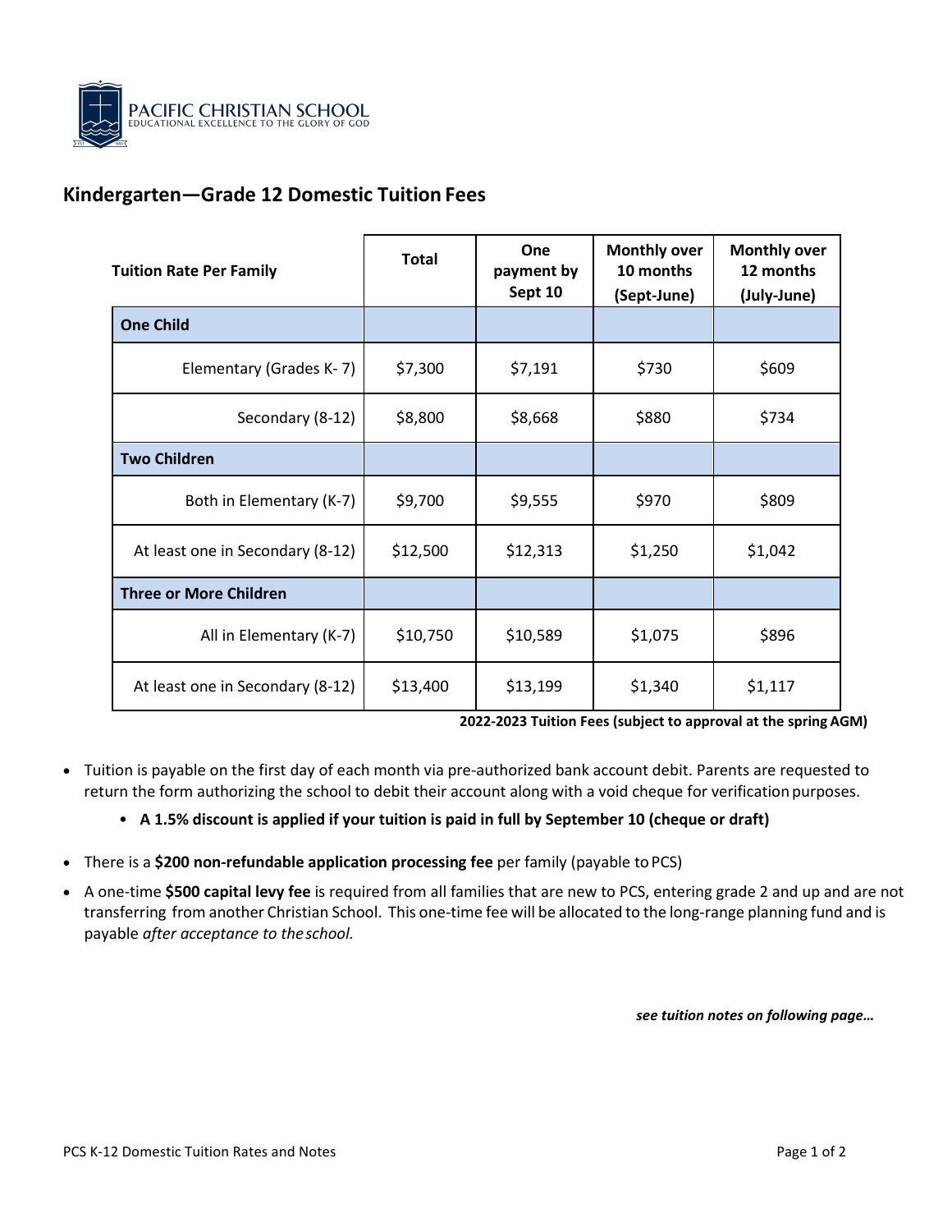PACIFIC CHRISTIAN SCHOOL
EDUCATIONAL EXCELLENCE TO THE GLORY OF GOD

## Kindergarten—Grade 12 Domestic Tuition Fees

| Tuition Rate Per Family | Total | One payment by Sept 10 | Monthly over 10 months (Sept-June) | Monthly over 12 months (July-June) |
|---|---|---|---|---|
| **One Child** | | | | |
| Elementary (Grades K- 7) | $7,300 | $7,191 | $730 | $609 |
| Secondary (8-12) | $8,800 | $8,668 | $880 | $734 |
| **Two Children** | | | | |
| Both in Elementary (K-7) | $9,700 | $9,555 | $970 | $809 |
| At least one in Secondary (8-12) | $12,500 | $12,313 | $1,250 | $1,042 |
| **Three or More Children** | | | | |
| All in Elementary (K-7) | $10,750 | $10,589 | $1,075 | $896 |
| At least one in Secondary (8-12) | $13,400 | $13,199 | $1,340 | $1,117 |

**2022-2023 Tuition Fees (subject to approval at the spring AGM)**

- Tuition is payable on the first day of each month via pre-authorized bank account debit. Parents are requested to return the form authorizing the school to debit their account along with a void cheque for verification purposes.
  - **A 1.5% discount is applied if your tuition is paid in full by September 10 (cheque or draft)**
- There is a **$200 non-refundable application processing fee** per family (payable to PCS)
- A one-time **$500 capital levy fee** is required from all families that are new to PCS, entering grade 2 and up and are not transferring from another Christian School. This one-time fee will be allocated to the long-range planning fund and is payable *after acceptance to the school.*

***see tuition notes on following page…***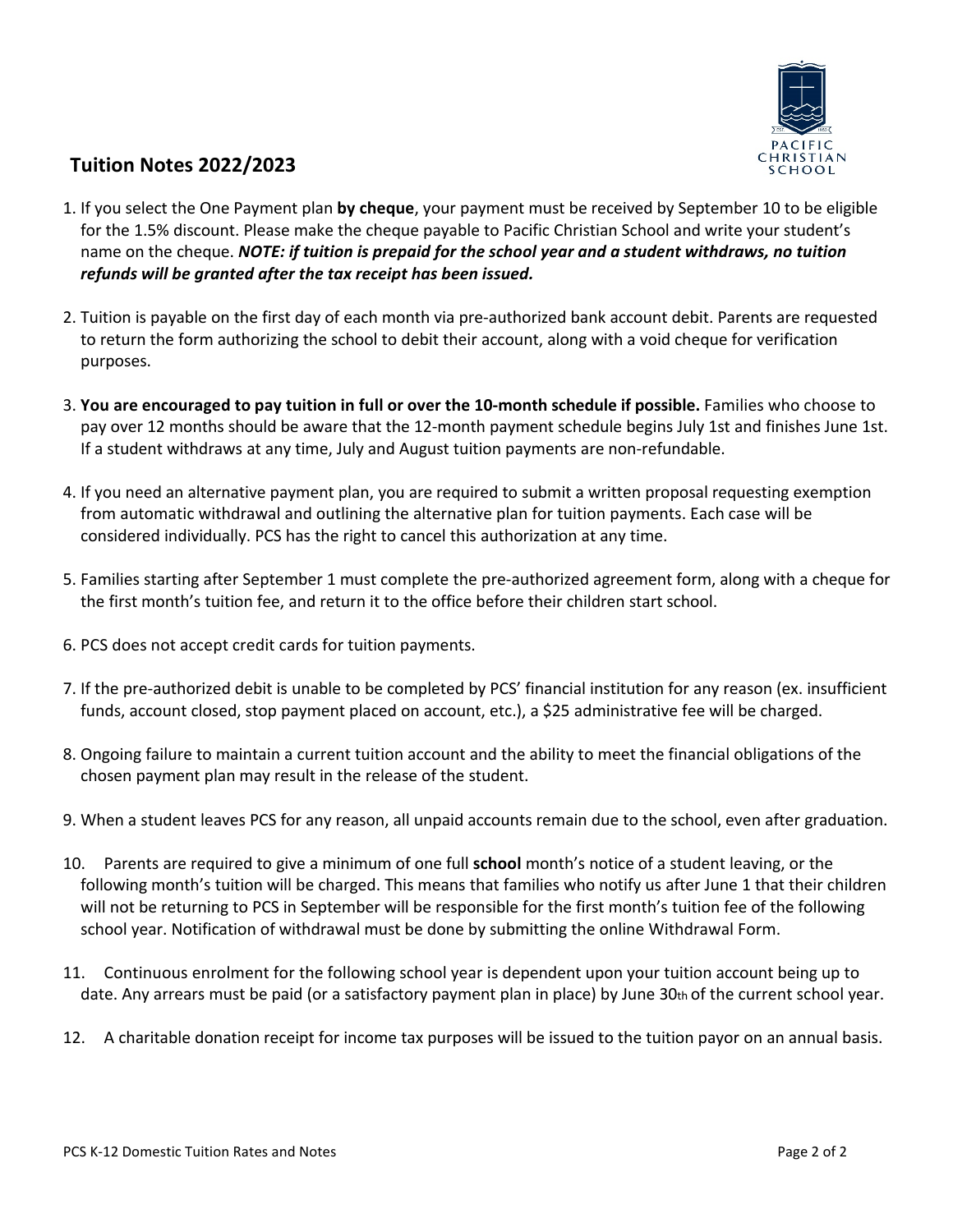## Tuition Notes 2022/2023

1. If you select the One Payment plan **by cheque**, your payment must be received by September 10 to be eligible for the 1.5% discount. Please make the cheque payable to Pacific Christian School and write your student's name on the cheque. ***NOTE: if tuition is prepaid for the school year and a student withdraws, no tuition refunds will be granted after the tax receipt has been issued.***

2. Tuition is payable on the first day of each month via pre-authorized bank account debit. Parents are requested to return the form authorizing the school to debit their account, along with a void cheque for verification purposes.

3. **You are encouraged to pay tuition in full or over the 10-month schedule if possible.** Families who choose to pay over 12 months should be aware that the 12-month payment schedule begins July 1st and finishes June 1st. If a student withdraws at any time, July and August tuition payments are non-refundable.

4. If you need an alternative payment plan, you are required to submit a written proposal requesting exemption from automatic withdrawal and outlining the alternative plan for tuition payments. Each case will be considered individually. PCS has the right to cancel this authorization at any time.

5. Families starting after September 1 must complete the pre-authorized agreement form, along with a cheque for the first month's tuition fee, and return it to the office before their children start school.

6. PCS does not accept credit cards for tuition payments.

7. If the pre-authorized debit is unable to be completed by PCS' financial institution for any reason (ex. insufficient funds, account closed, stop payment placed on account, etc.), a $25 administrative fee will be charged.

8. Ongoing failure to maintain a current tuition account and the ability to meet the financial obligations of the chosen payment plan may result in the release of the student.

9. When a student leaves PCS for any reason, all unpaid accounts remain due to the school, even after graduation.

10. Parents are required to give a minimum of one full **school** month's notice of a student leaving, or the following month's tuition will be charged. This means that families who notify us after June 1 that their children will not be returning to PCS in September will be responsible for the first month's tuition fee of the following school year. Notification of withdrawal must be done by submitting the online Withdrawal Form.

11. Continuous enrolment for the following school year is dependent upon your tuition account being up to date. Any arrears must be paid (or a satisfactory payment plan in place) by June 30th of the current school year.

12. A charitable donation receipt for income tax purposes will be issued to the tuition payor on an annual basis.